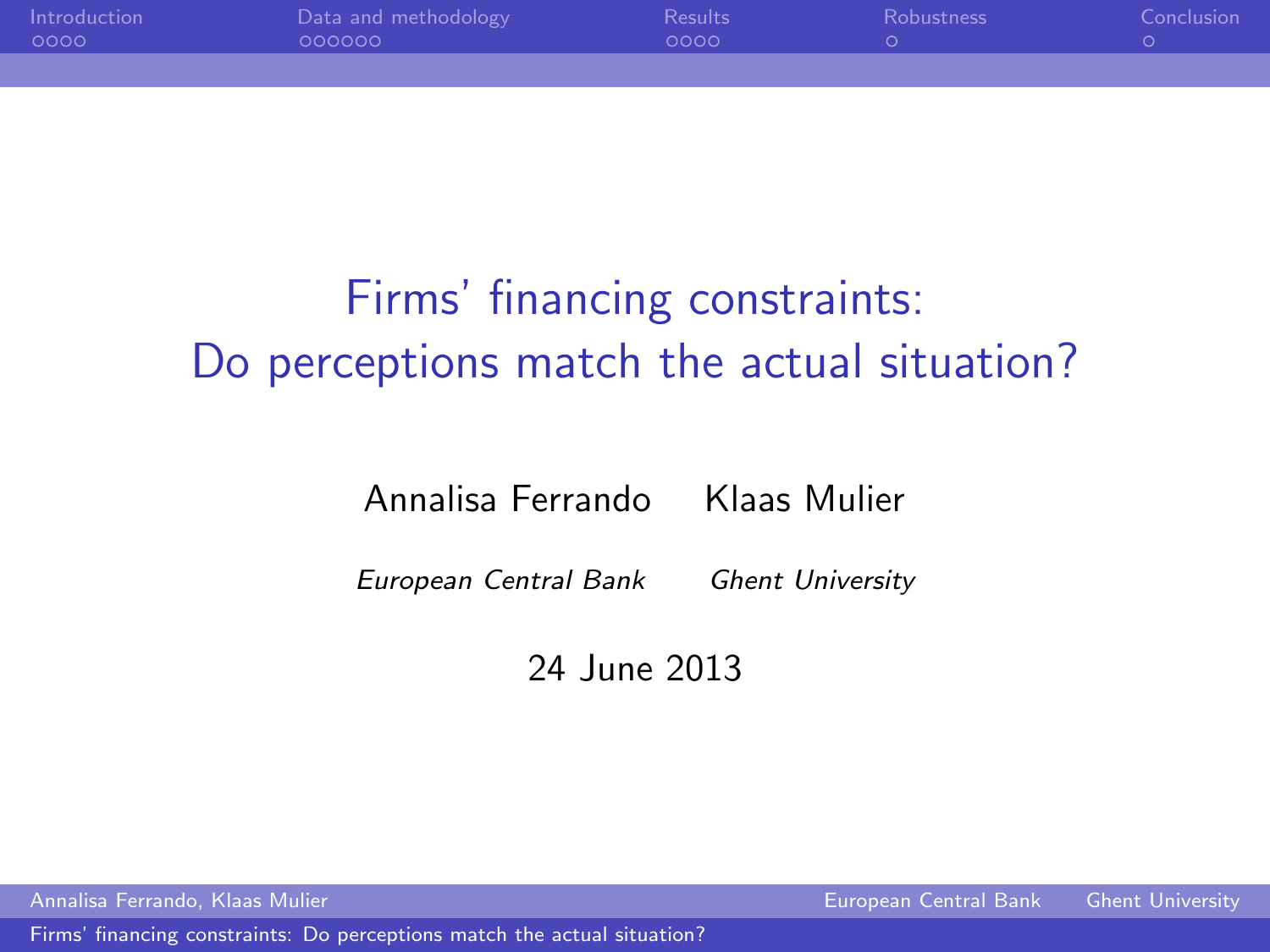# Firms' financing constraints: Do perceptions match the actual situation?

Annalisa Ferrando Klaas Mulier

*European Central Bank* *Ghent University*

24 June 2013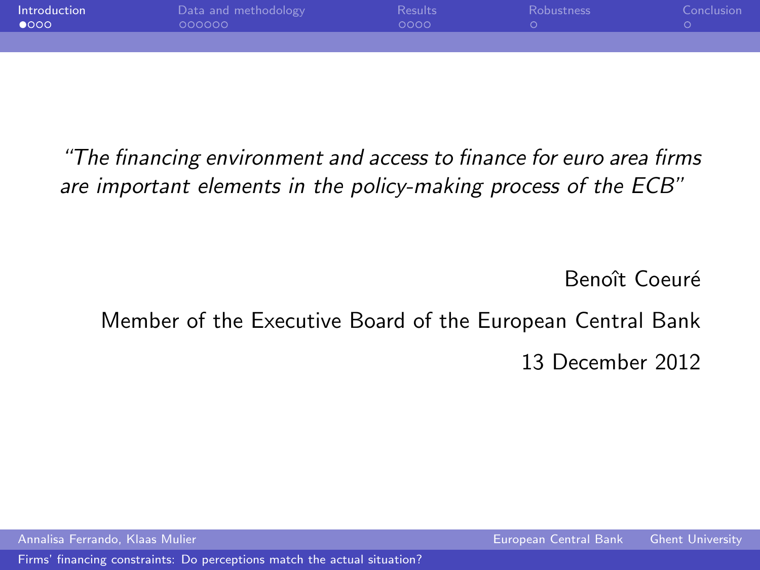*"The financing environment and access to finance for euro area firms are important elements in the policy-making process of the ECB"*

Benoît Coeuré

Member of the Executive Board of the European Central Bank

13 December 2012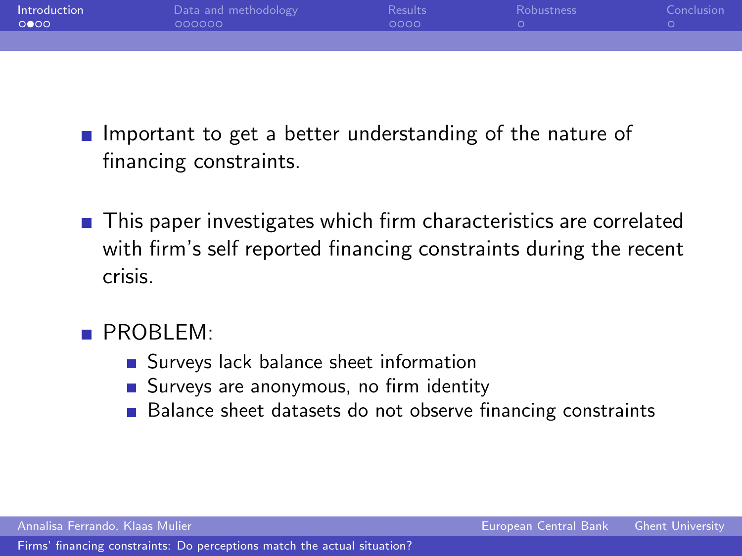- Important to get a better understanding of the nature of financing constraints.

- This paper investigates which firm characteristics are correlated with firm's self reported financing constraints during the recent crisis.

- PROBLEM:
  - Surveys lack balance sheet information
  - Surveys are anonymous, no firm identity
  - Balance sheet datasets do not observe financing constraints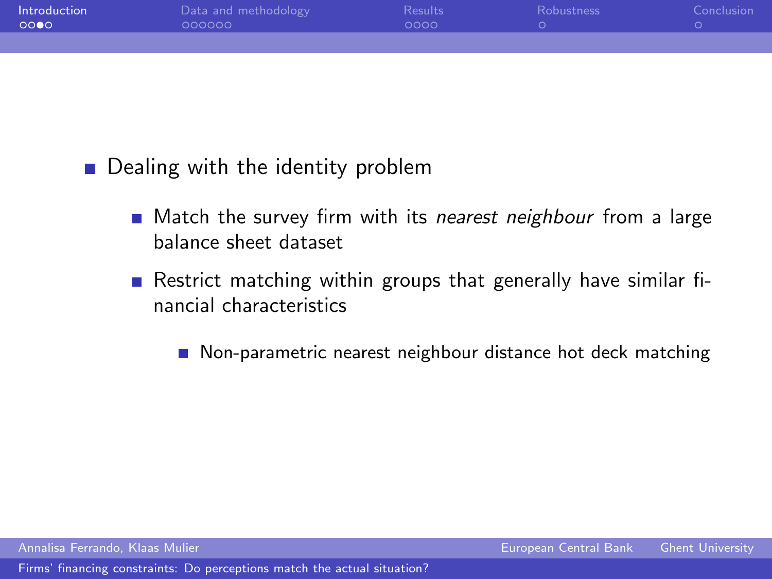- Dealing with the identity problem
  - Match the survey firm with its *nearest neighbour* from a large balance sheet dataset
  - Restrict matching within groups that generally have similar financial characteristics
    - Non-parametric nearest neighbour distance hot deck matching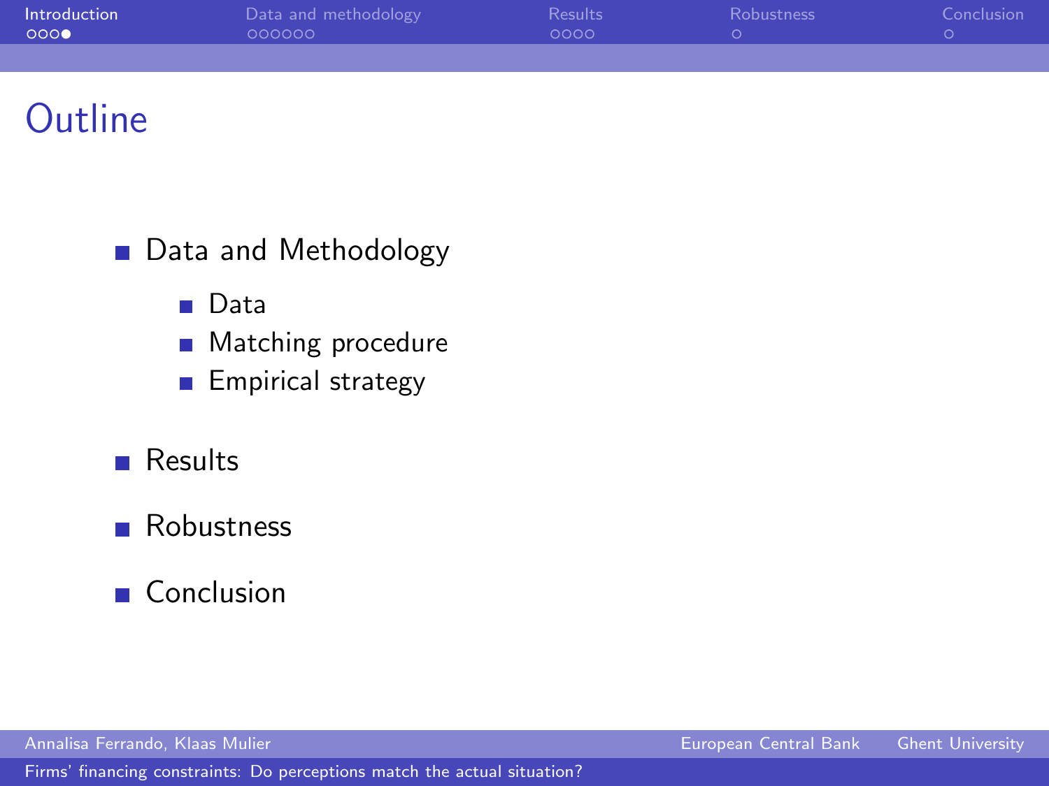# Outline

- Data and Methodology
  - Data
  - Matching procedure
  - Empirical strategy
- Results
- Robustness
- Conclusion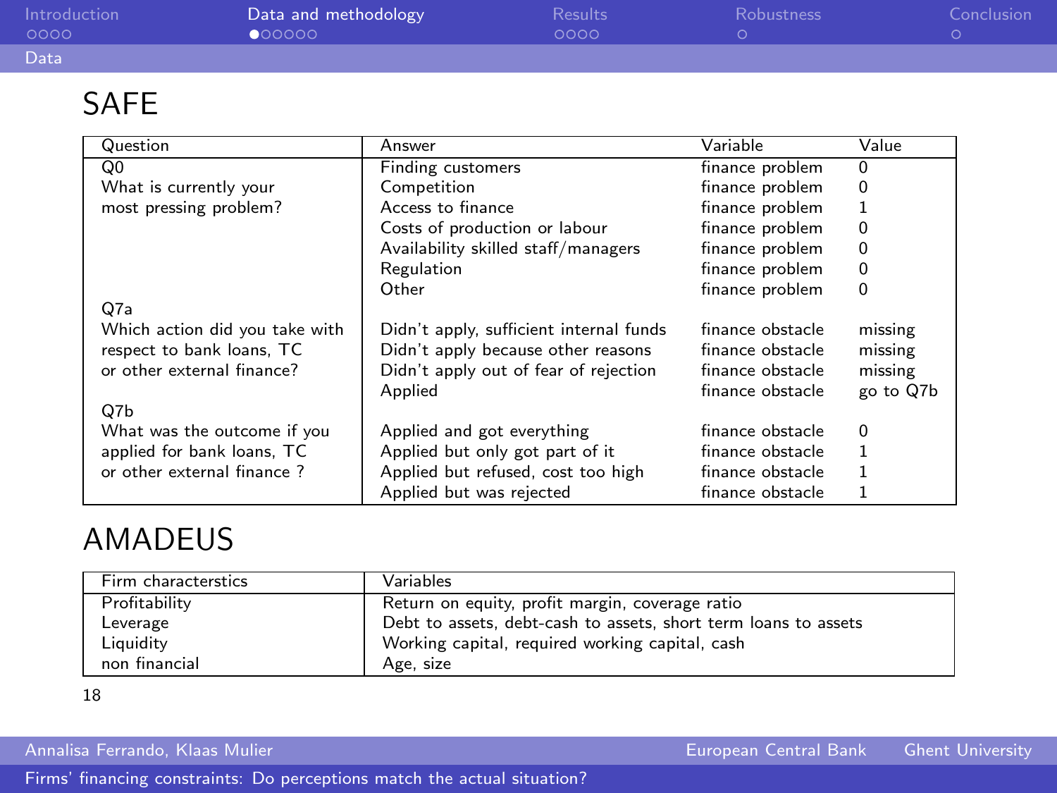## SAFE

| Question | Answer | Variable | Value |
|---|---|---|---|
| Q0 What is currently your most pressing problem? | Finding customers | finance problem | 0 |
| | Competition | finance problem | 0 |
| | Access to finance | finance problem | 1 |
| | Costs of production or labour | finance problem | 0 |
| | Availability skilled staff/managers | finance problem | 0 |
| | Regulation | finance problem | 0 |
| | Other | finance problem | 0 |
| Q7a Which action did you take with respect to bank loans, TC or other external finance? | Didn't apply, sufficient internal funds | finance obstacle | missing |
| | Didn't apply because other reasons | finance obstacle | missing |
| | Didn't apply out of fear of rejection | finance obstacle | missing |
| | Applied | finance obstacle | go to Q7b |
| Q7b What was the outcome if you applied for bank loans, TC or other external finance ? | Applied and got everything | finance obstacle | 0 |
| | Applied but only got part of it | finance obstacle | 1 |
| | Applied but refused, cost too high | finance obstacle | 1 |
| | Applied but was rejected | finance obstacle | 1 |

## AMADEUS

| Firm characterstics | Variables |
|---|---|
| Profitability | Return on equity, profit margin, coverage ratio |
| Leverage | Debt to assets, debt-cash to assets, short term loans to assets |
| Liquidity | Working capital, required working capital, cash |
| non financial | Age, size |

18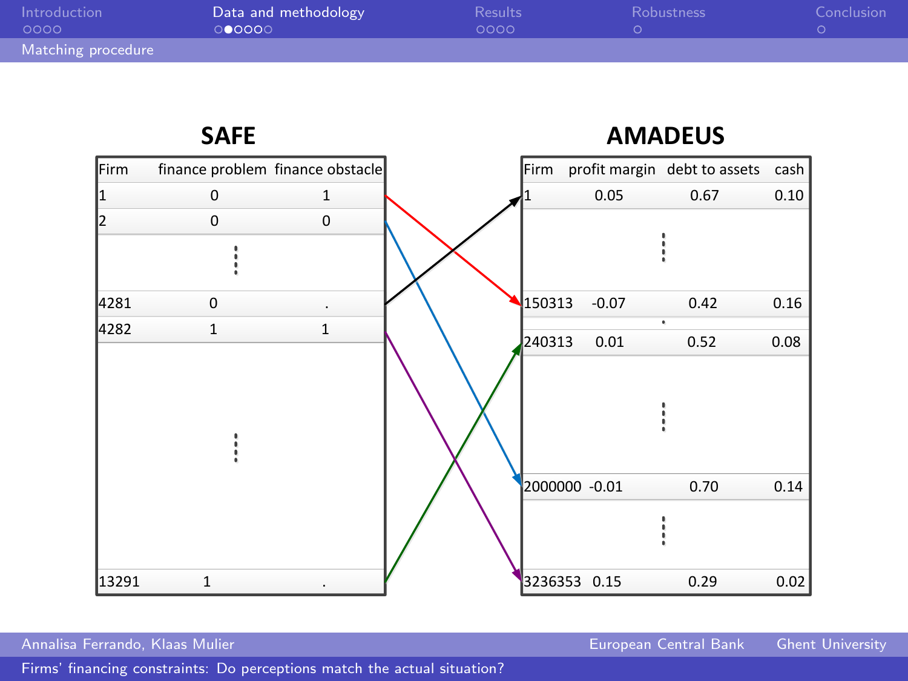## Matching procedure

### SAFE

| Firm | finance problem | finance obstacle |
|---|---|---|
| 1 | 0 | 1 |
| 2 | 0 | 0 |
| ⋮ | | |
| 4281 | 0 | . |
| 4282 | 1 | 1 |
| ⋮ | | |
| 13291 | 1 | . |

### AMADEUS

| Firm | profit margin | debt to assets | cash |
|---|---|---|---|
| 1 | 0.05 | 0.67 | 0.10 |
| ⋮ | | | |
| 150313 | -0.07 | 0.42 | 0.16 |
| 240313 | 0.01 | 0.52 | 0.08 |
| ⋮ | | | |
| 2000000 | -0.01 | 0.70 | 0.14 |
| ⋮ | | | |
| 3236353 | 0.15 | 0.29 | 0.02 |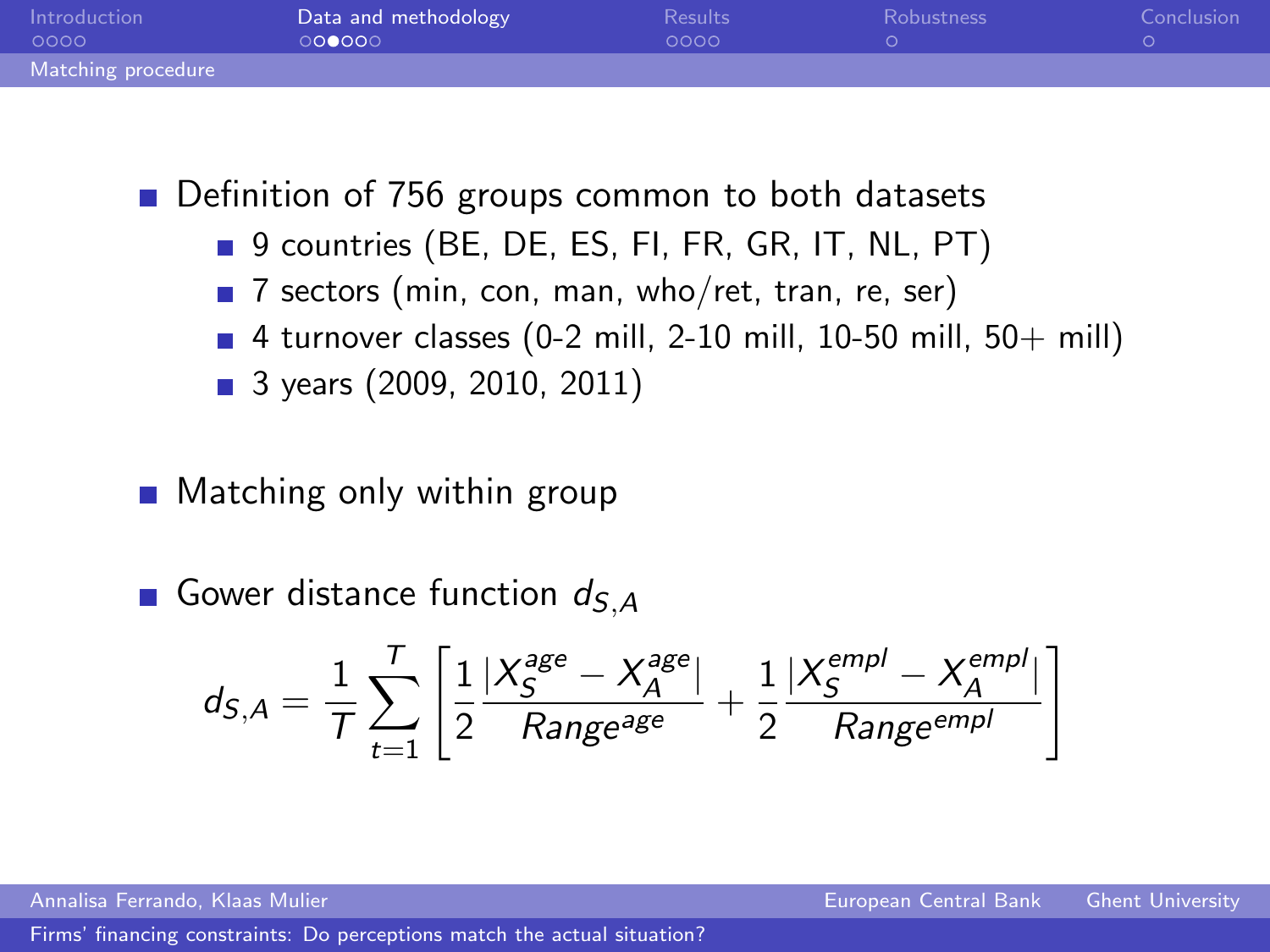## Matching procedure

- Definition of 756 groups common to both datasets
  - 9 countries (BE, DE, ES, FI, FR, GR, IT, NL, PT)
  - 7 sectors (min, con, man, who/ret, tran, re, ser)
  - 4 turnover classes (0-2 mill, 2-10 mill, 10-50 mill, 50+ mill)
  - 3 years (2009, 2010, 2011)

- Matching only within group

- Gower distance function $d_{S,A}$

$$d_{S,A} = \frac{1}{T} \sum_{t=1}^{T} \left[ \frac{1}{2} \frac{|X_S^{age} - X_A^{age}|}{Range^{age}} + \frac{1}{2} \frac{|X_S^{empl} - X_A^{empl}|}{Range^{empl}} \right]$$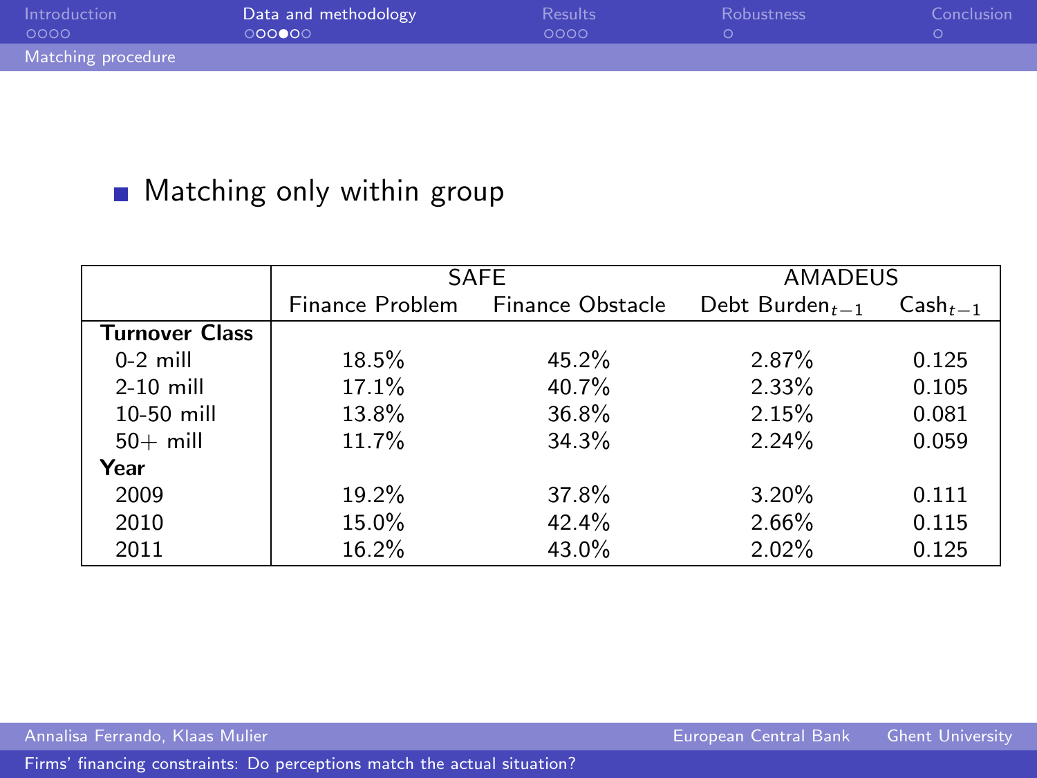## Matching procedure

- Matching only within group

| | SAFE | | AMADEUS | |
|---|---|---|---|---|
| | Finance Problem | Finance Obstacle | Debt Burden$_{t-1}$ | Cash$_{t-1}$ |
| **Turnover Class** | | | | |
| 0-2 mill | 18.5% | 45.2% | 2.87% | 0.125 |
| 2-10 mill | 17.1% | 40.7% | 2.33% | 0.105 |
| 10-50 mill | 13.8% | 36.8% | 2.15% | 0.081 |
| 50+ mill | 11.7% | 34.3% | 2.24% | 0.059 |
| **Year** | | | | |
| 2009 | 19.2% | 37.8% | 3.20% | 0.111 |
| 2010 | 15.0% | 42.4% | 2.66% | 0.115 |
| 2011 | 16.2% | 43.0% | 2.02% | 0.125 |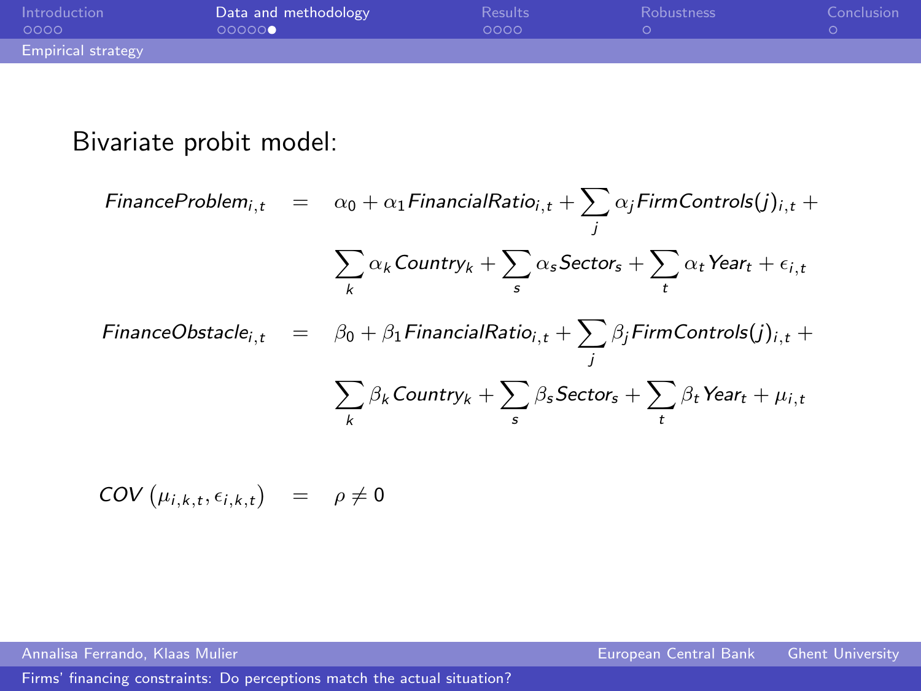## Empirical strategy

Bivariate probit model:

$$
\begin{aligned}
FinanceProblem_{i,t} &= \alpha_0 + \alpha_1 FinancialRatio_{i,t} + \sum_j \alpha_j FirmControls(j)_{i,t} + \\
&\quad \sum_k \alpha_k Country_k + \sum_s \alpha_s Sector_s + \sum_t \alpha_t Year_t + \epsilon_{i,t} \\
FinanceObstacle_{i,t} &= \beta_0 + \beta_1 FinancialRatio_{i,t} + \sum_j \beta_j FirmControls(j)_{i,t} + \\
&\quad \sum_k \beta_k Country_k + \sum_s \beta_s Sector_s + \sum_t \beta_t Year_t + \mu_{i,t}
\end{aligned}
$$

$$
COV\left(\mu_{i,k,t}, \epsilon_{i,k,t}\right) = \rho \neq 0
$$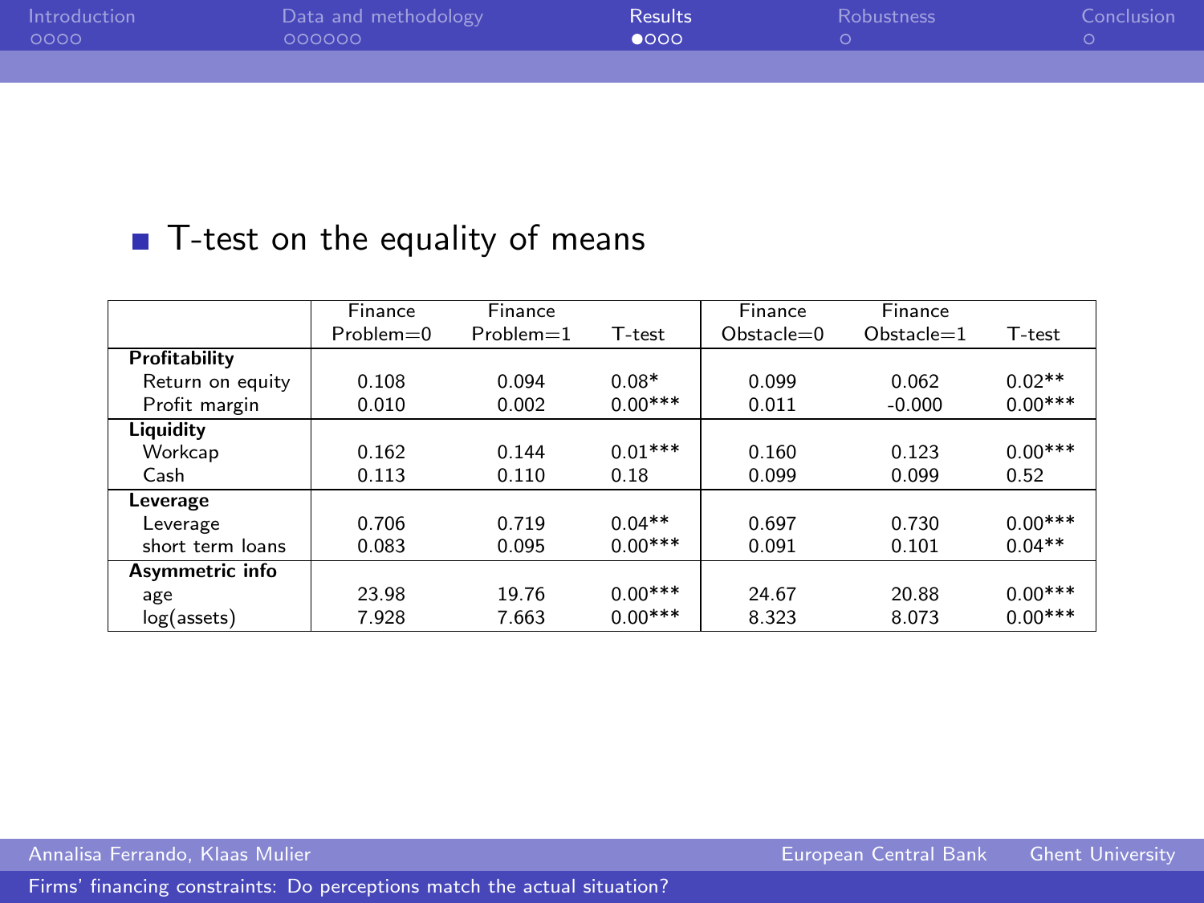- T-test on the equality of means

| | Finance Problem=0 | Finance Problem=1 | T-test | Finance Obstacle=0 | Finance Obstacle=1 | T-test |
|---|---|---|---|---|---|---|
| **Profitability** | | | | | | |
| Return on equity | 0.108 | 0.094 | 0.08* | 0.099 | 0.062 | 0.02** |
| Profit margin | 0.010 | 0.002 | 0.00*** | 0.011 | -0.000 | 0.00*** |
| **Liquidity** | | | | | | |
| Workcap | 0.162 | 0.144 | 0.01*** | 0.160 | 0.123 | 0.00*** |
| Cash | 0.113 | 0.110 | 0.18 | 0.099 | 0.099 | 0.52 |
| **Leverage** | | | | | | |
| Leverage | 0.706 | 0.719 | 0.04** | 0.697 | 0.730 | 0.00*** |
| short term loans | 0.083 | 0.095 | 0.00*** | 0.091 | 0.101 | 0.04** |
| **Asymmetric info** | | | | | | |
| age | 23.98 | 19.76 | 0.00*** | 24.67 | 20.88 | 0.00*** |
| log(assets) | 7.928 | 7.663 | 0.00*** | 8.323 | 8.073 | 0.00*** |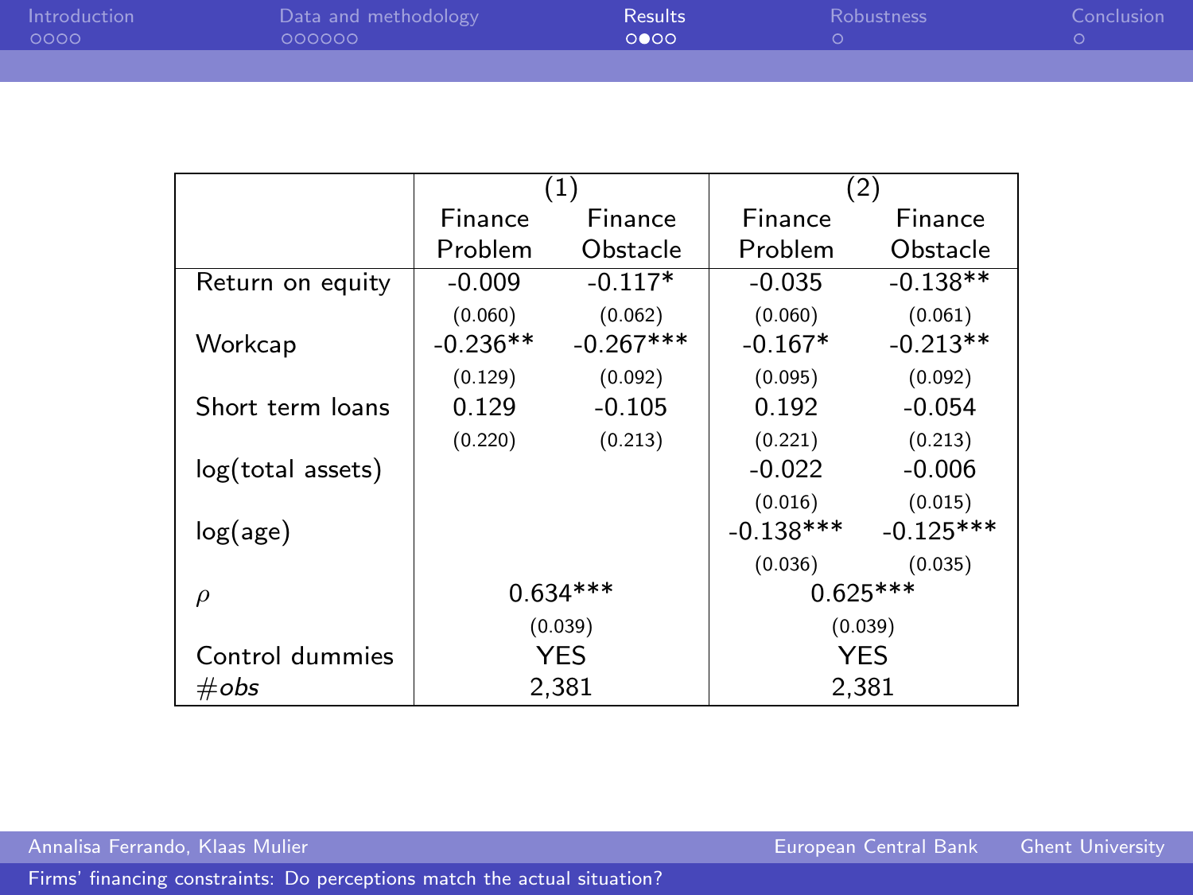| | (1) | | (2) | |
|---|---|---|---|---|
| | Finance Problem | Finance Obstacle | Finance Problem | Finance Obstacle |
| Return on equity | -0.009 | -0.117* | -0.035 | -0.138** |
| | (0.060) | (0.062) | (0.060) | (0.061) |
| Workcap | -0.236** | -0.267*** | -0.167* | -0.213** |
| | (0.129) | (0.092) | (0.095) | (0.092) |
| Short term loans | 0.129 | -0.105 | 0.192 | -0.054 |
| | (0.220) | (0.213) | (0.221) | (0.213) |
| log(total assets) | | | -0.022 | -0.006 |
| | | | (0.016) | (0.015) |
| log(age) | | | -0.138*** | -0.125*** |
| | | | (0.036) | (0.035) |
| $\rho$ | 0.634*** | | 0.625*** | |
| | (0.039) | | (0.039) | |
| Control dummies | YES | | YES | |
| $\#obs$ | 2,381 | | 2,381 | |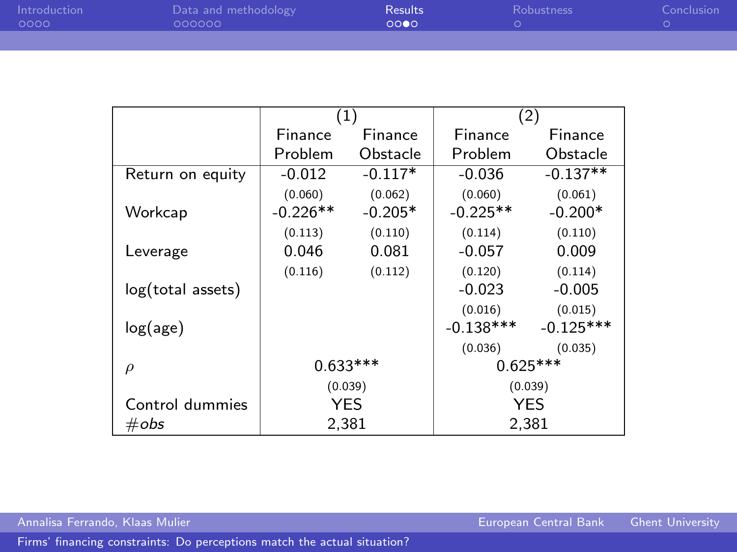| | (1) | | (2) | |
|---|---|---|---|---|
| | Finance Problem | Finance Obstacle | Finance Problem | Finance Obstacle |
| Return on equity | -0.012 | -0.117* | -0.036 | -0.137** |
| | (0.060) | (0.062) | (0.060) | (0.061) |
| Workcap | -0.226** | -0.205* | -0.225** | -0.200* |
| | (0.113) | (0.110) | (0.114) | (0.110) |
| Leverage | 0.046 | 0.081 | -0.057 | 0.009 |
| | (0.116) | (0.112) | (0.120) | (0.114) |
| log(total assets) | | | -0.023 | -0.005 |
| | | | (0.016) | (0.015) |
| log(age) | | | -0.138*** | -0.125*** |
| | | | (0.036) | (0.035) |
| $\rho$ | 0.633*** | | 0.625*** | |
| | (0.039) | | (0.039) | |
| Control dummies | YES | | YES | |
| #*obs* | 2,381 | | 2,381 | |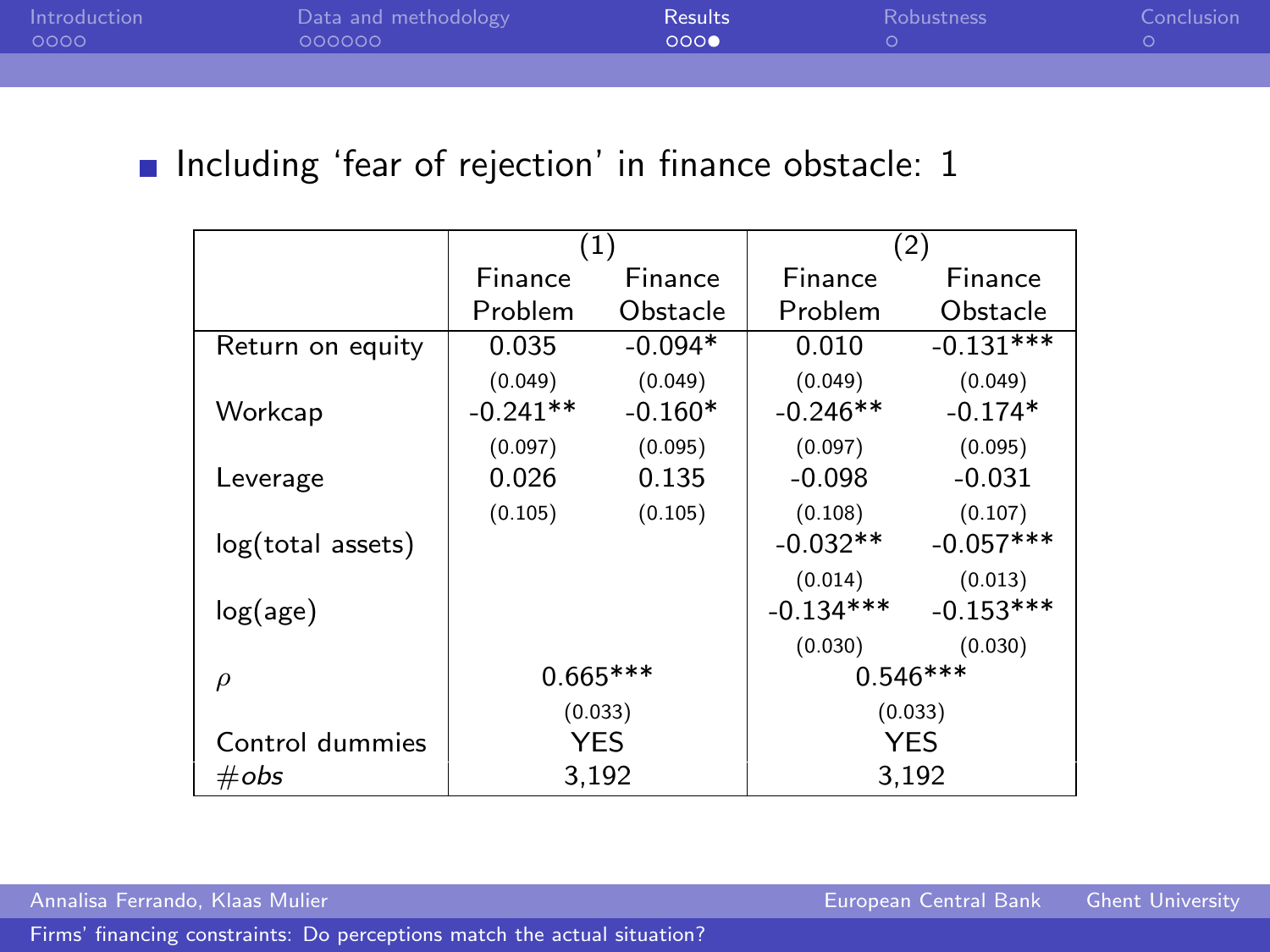- Including 'fear of rejection' in finance obstacle: 1

| | (1) | | (2) | |
|---|---|---|---|---|
| | Finance Problem | Finance Obstacle | Finance Problem | Finance Obstacle |
| Return on equity | 0.035 | -0.094* | 0.010 | -0.131*** |
| | (0.049) | (0.049) | (0.049) | (0.049) |
| Workcap | -0.241** | -0.160* | -0.246** | -0.174* |
| | (0.097) | (0.095) | (0.097) | (0.095) |
| Leverage | 0.026 | 0.135 | -0.098 | -0.031 |
| | (0.105) | (0.105) | (0.108) | (0.107) |
| log(total assets) | | | -0.032** | -0.057*** |
| | | | (0.014) | (0.013) |
| log(age) | | | -0.134*** | -0.153*** |
| | | | (0.030) | (0.030) |
| $\rho$ | 0.665*** | | 0.546*** | |
| | (0.033) | | (0.033) | |
| Control dummies | YES | | YES | |
| #*obs* | 3,192 | | 3,192 | |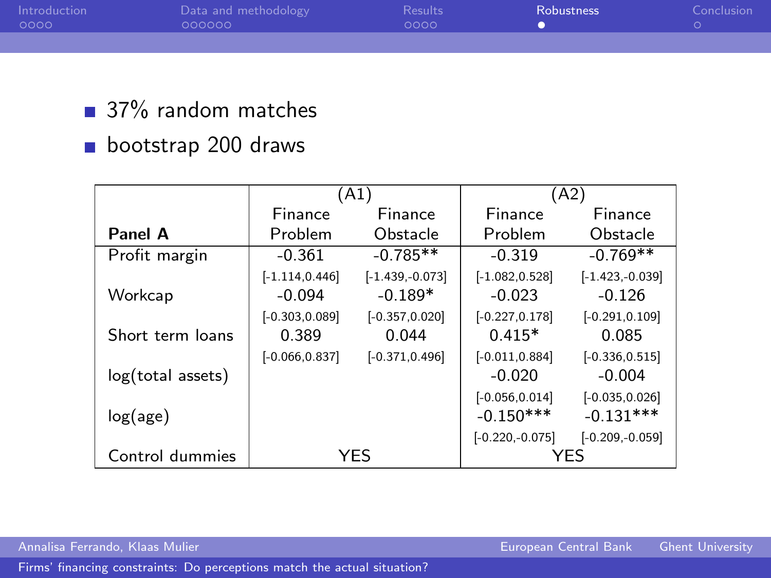- 37% random matches
- bootstrap 200 draws

| Panel A | (A1) Finance Problem | (A1) Finance Obstacle | (A2) Finance Problem | (A2) Finance Obstacle |
|---|---|---|---|---|
| Profit margin | -0.361 | -0.785** | -0.319 | -0.769** |
| | [-1.114,0.446] | [-1.439,-0.073] | [-1.082,0.528] | [-1.423,-0.039] |
| Workcap | -0.094 | -0.189* | -0.023 | -0.126 |
| | [-0.303,0.089] | [-0.357,0.020] | [-0.227,0.178] | [-0.291,0.109] |
| Short term loans | 0.389 | 0.044 | 0.415* | 0.085 |
| | [-0.066,0.837] | [-0.371,0.496] | [-0.011,0.884] | [-0.336,0.515] |
| log(total assets) | | | -0.020 | -0.004 |
| | | | [-0.056,0.014] | [-0.035,0.026] |
| log(age) | | | -0.150*** | -0.131*** |
| | | | [-0.220,-0.075] | [-0.209,-0.059] |
| Control dummies | YES | | YES | |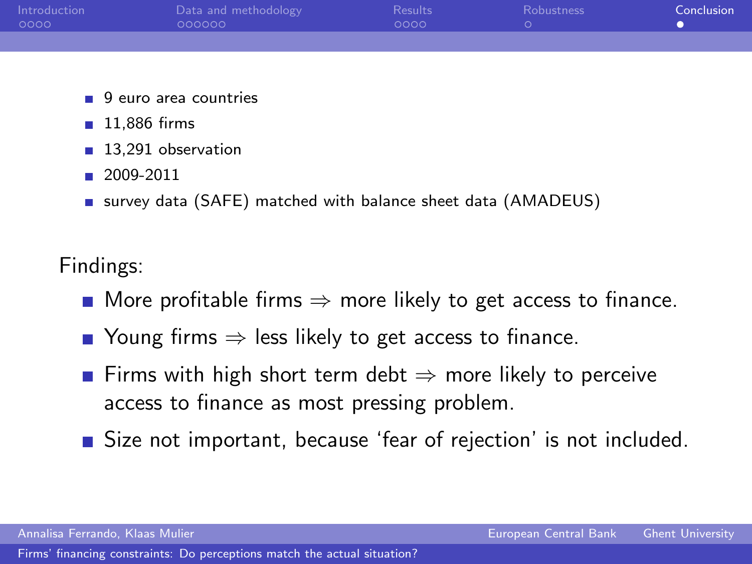- 9 euro area countries
- 11,886 firms
- 13,291 observation
- 2009-2011
- survey data (SAFE) matched with balance sheet data (AMADEUS)

Findings:

- More profitable firms $\Rightarrow$ more likely to get access to finance.
- Young firms $\Rightarrow$ less likely to get access to finance.
- Firms with high short term debt $\Rightarrow$ more likely to perceive access to finance as most pressing problem.
- Size not important, because 'fear of rejection' is not included.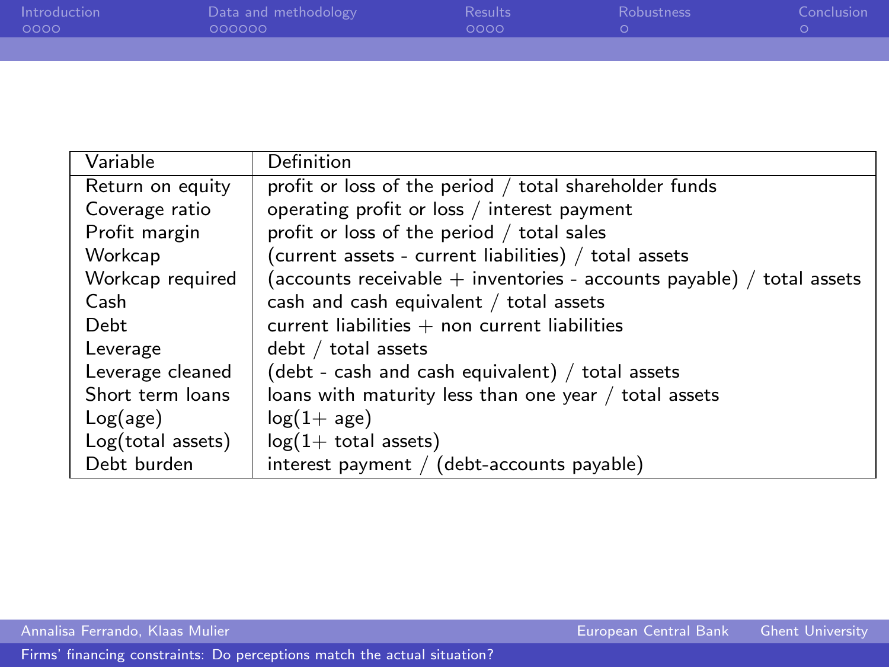| Variable | Definition |
|---|---|
| Return on equity | profit or loss of the period / total shareholder funds |
| Coverage ratio | operating profit or loss / interest payment |
| Profit margin | profit or loss of the period / total sales |
| Workcap | (current assets - current liabilities) / total assets |
| Workcap required | (accounts receivable + inventories - accounts payable) / total assets |
| Cash | cash and cash equivalent / total assets |
| Debt | current liabilities + non current liabilities |
| Leverage | debt / total assets |
| Leverage cleaned | (debt - cash and cash equivalent) / total assets |
| Short term loans | loans with maturity less than one year / total assets |
| Log(age) | log(1+ age) |
| Log(total assets) | log(1+ total assets) |
| Debt burden | interest payment / (debt-accounts payable) |